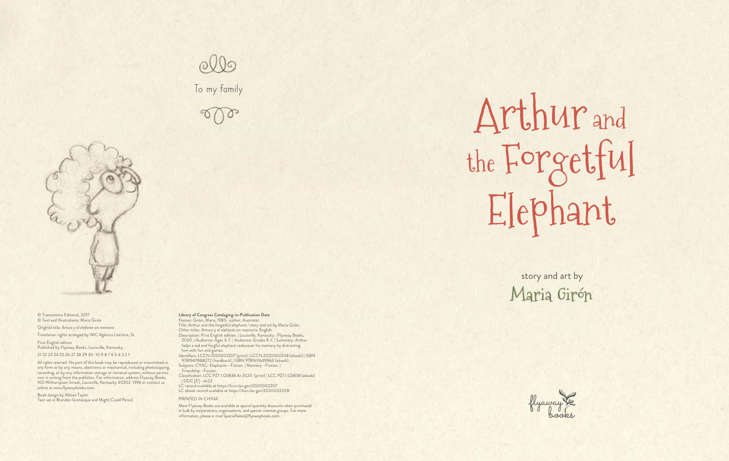# Arthur and the Forgetful Elephant

story and art by

Maria Girón

flyaway books

To my family

© Tramuntana Editorial, 2017
© Text and Illustrations: Maria Girón

Original title: *Arturo y el elefante sin memoria*

Translation rights arranged by IMC Agència Literària, SL

First English edition
Published by Flyaway Books, Louisville, Kentucky

21 22 23 24 25 26 27 28 29 30–10 9 8 7 6 5 4 3 2 1

*All rights reserved.* No part of this book may be reproduced or transmitted in any form or by any means, electronic or mechanical, including photocopying, recording, or by any information storage or retrieval system, without permission in writing from the publisher. For information, address Flyaway Books, 100 Witherspoon Street, Louisville, Kentucky 40202-1396 or contact us online at www.flyawaybooks.com.

Book design by Allison Taylor
Text set in Brandon Grotesque and Might Could Pencil

**Library of Congress Cataloging-in-Publication Data**

Names: Girón, Maria, 1983- author, illustrator.
Title: Arthur and the forgetful elephant / story and art by Maria Girón.
Other titles: Arturo y el elefante sin memoria. English
Description: First English edition. | Louisville, Kentucky : Flyaway Books, 2020. | Audience: Ages 3-7. | Audience: Grades K-1. | Summary: Arthur helps a sad and forgful elephant rediscover his memory by distracting him with fun and games.
Identifiers: LCCN 2020002207 (print) | LCCN 2020002208 (ebook) | ISBN 9781947888272 (hardback) | ISBN 9781611649963 (ebook)
Subjects: CYAC: Elephants--Fiction. | Memory--Fiction. | Friendship--Fiction.
Classification: LCC PZ7.1.G5838 Ar 2020 (print) | LCC PZ7.1.G5838 (ebook) | DDC [E]--dc23
LC record available at https://lccn.loc.gov/2020002207
LC ebook record available at https://lccn.loc.gov/2020002208

PRINTED IN CHINA

Most Flyaway Books are available at special quantity discounts when purchased in bulk by corporations, organizations, and special-interest groups. For more information, please e-mail SpecialSales@flyawaybooks.com.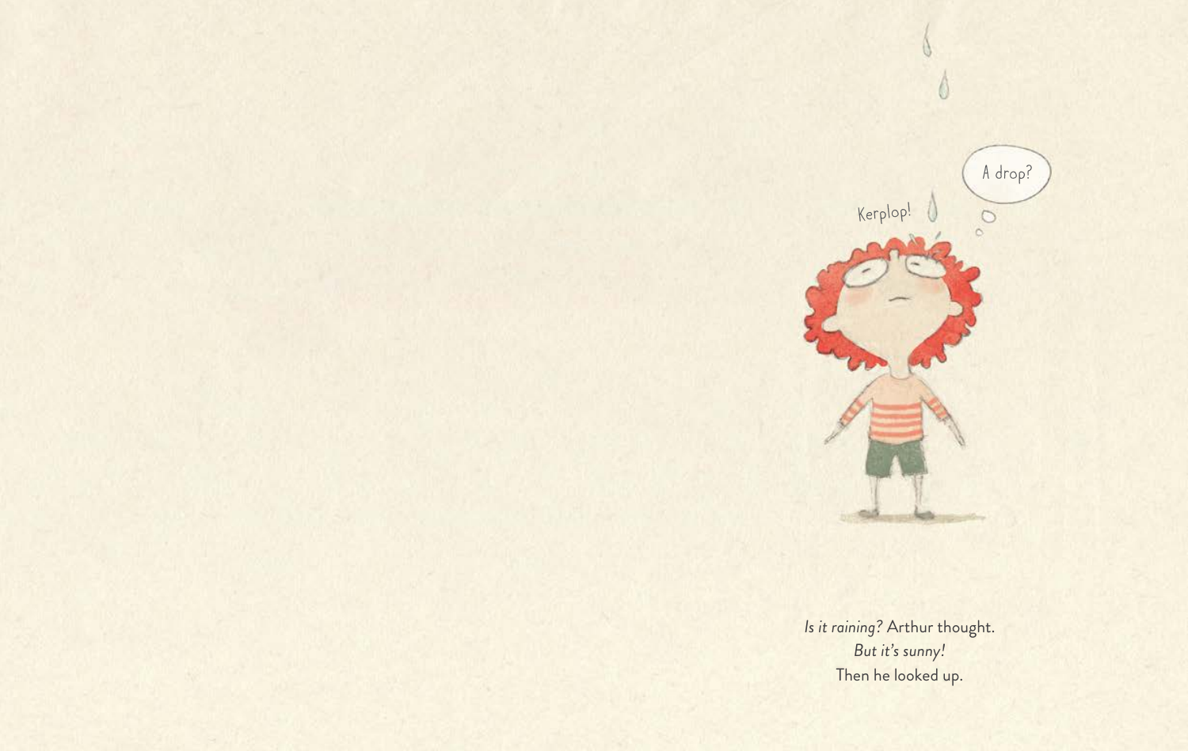Kerplop!

A drop?

*Is it raining?* Arthur thought.
*But it's sunny!*
Then he looked up.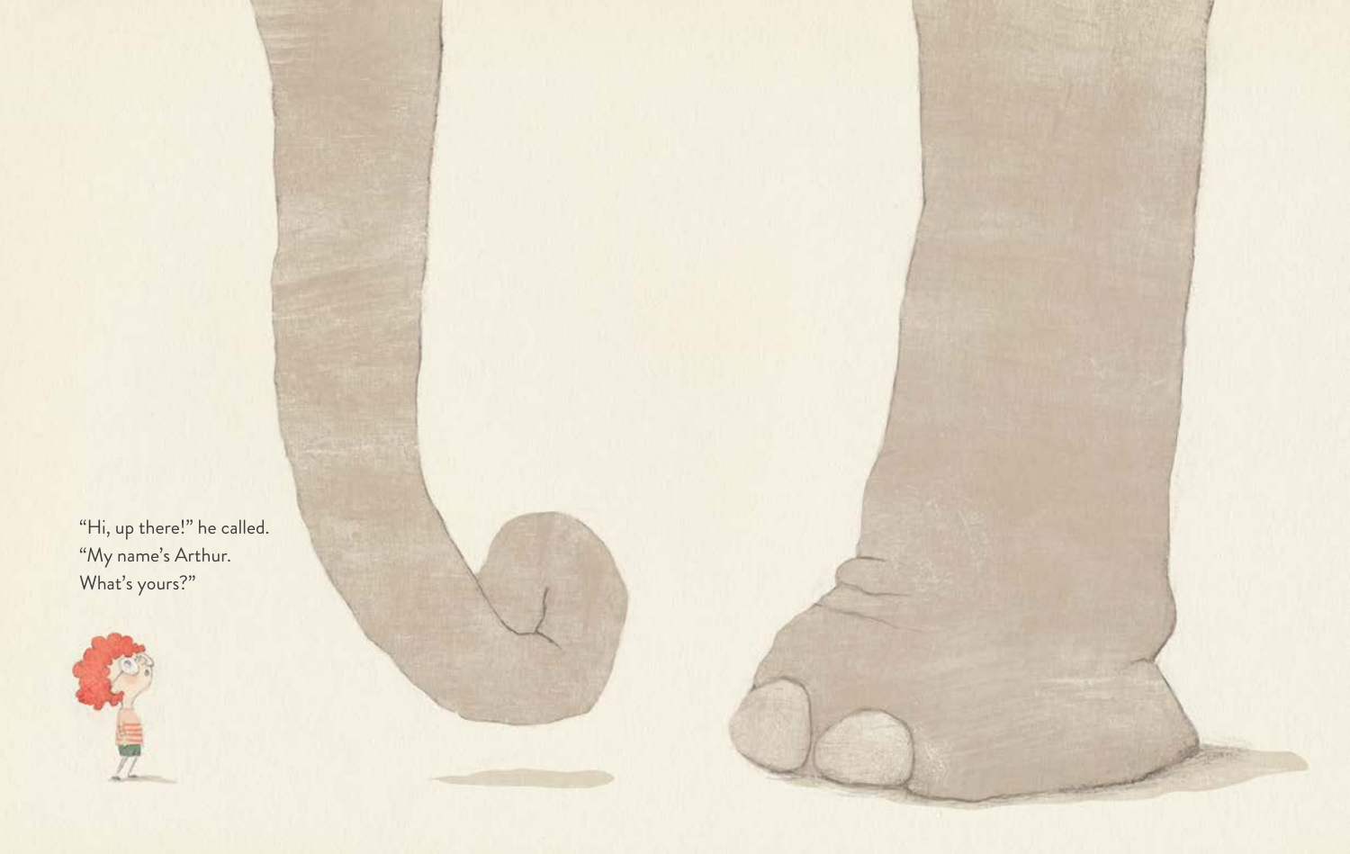"Hi, up there!" he called.
"My name's Arthur.
What's yours?"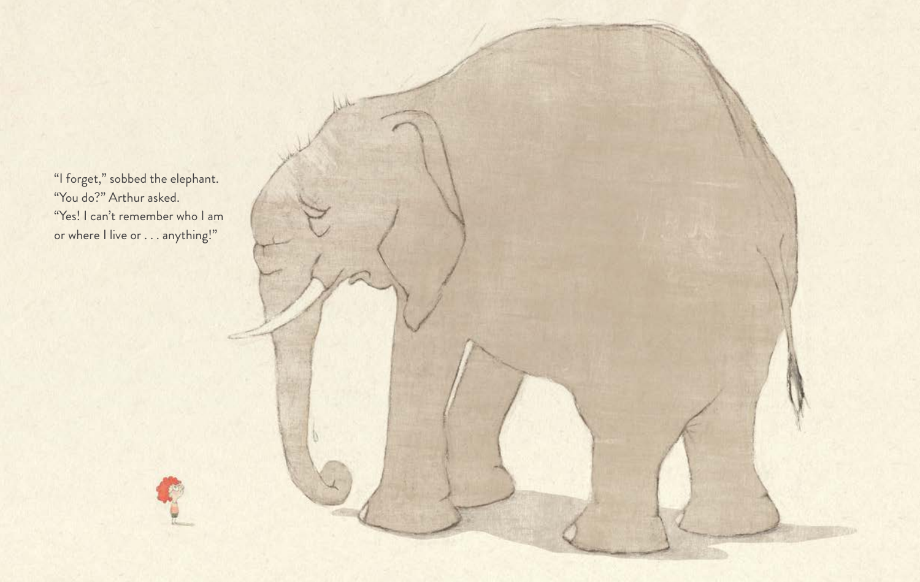"I forget," sobbed the elephant.
"You do?" Arthur asked.
"Yes! I can't remember who I am
or where I live or . . . anything!"